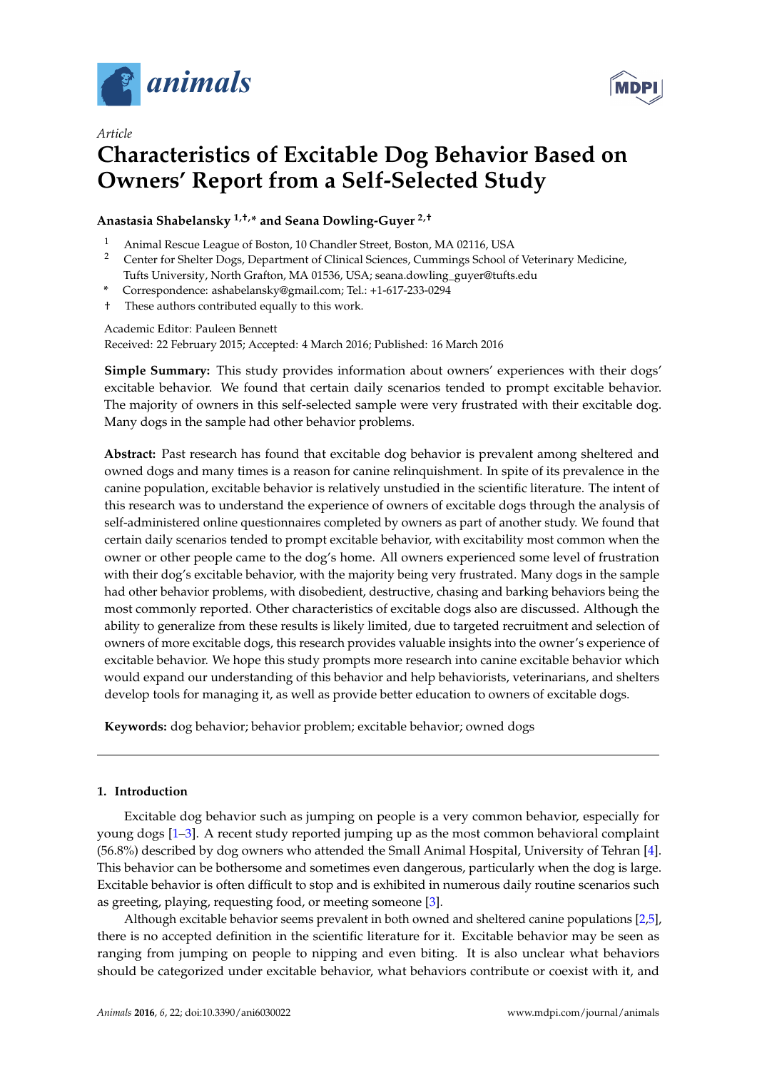*Article*

# Characteristics of Excitable Dog Behavior Based on Owners' Report from a Self-Selected Study

**Anastasia Shabelansky [1,†,*] and Seana Dowling-Guyer [2,†]**

[1] Animal Rescue League of Boston, 10 Chandler Street, Boston, MA 02116, USA

[2] Center for Shelter Dogs, Department of Clinical Sciences, Cummings School of Veterinary Medicine, Tufts University, North Grafton, MA 01536, USA; seana.dowling_guyer@tufts.edu

\* Correspondence: ashabelansky@gmail.com; Tel.: +1-617-233-0294

† These authors contributed equally to this work.

Academic Editor: Pauleen Bennett

Received: 22 February 2015; Accepted: 4 March 2016; Published: 16 March 2016

**Simple Summary:** This study provides information about owners' experiences with their dogs' excitable behavior. We found that certain daily scenarios tended to prompt excitable behavior. The majority of owners in this self-selected sample were very frustrated with their excitable dog. Many dogs in the sample had other behavior problems.

**Abstract:** Past research has found that excitable dog behavior is prevalent among sheltered and owned dogs and many times is a reason for canine relinquishment. In spite of its prevalence in the canine population, excitable behavior is relatively unstudied in the scientific literature. The intent of this research was to understand the experience of owners of excitable dogs through the analysis of self-administered online questionnaires completed by owners as part of another study. We found that certain daily scenarios tended to prompt excitable behavior, with excitability most common when the owner or other people came to the dog's home. All owners experienced some level of frustration with their dog's excitable behavior, with the majority being very frustrated. Many dogs in the sample had other behavior problems, with disobedient, destructive, chasing and barking behaviors being the most commonly reported. Other characteristics of excitable dogs also are discussed. Although the ability to generalize from these results is likely limited, due to targeted recruitment and selection of owners of more excitable dogs, this research provides valuable insights into the owner's experience of excitable behavior. We hope this study prompts more research into canine excitable behavior which would expand our understanding of this behavior and help behaviorists, veterinarians, and shelters develop tools for managing it, as well as provide better education to owners of excitable dogs.

**Keywords:** dog behavior; behavior problem; excitable behavior; owned dogs

## 1. Introduction

Excitable dog behavior such as jumping on people is a very common behavior, especially for young dogs [1–3]. A recent study reported jumping up as the most common behavioral complaint (56.8%) described by dog owners who attended the Small Animal Hospital, University of Tehran [4]. This behavior can be bothersome and sometimes even dangerous, particularly when the dog is large. Excitable behavior is often difficult to stop and is exhibited in numerous daily routine scenarios such as greeting, playing, requesting food, or meeting someone [3].

Although excitable behavior seems prevalent in both owned and sheltered canine populations [2,5], there is no accepted definition in the scientific literature for it. Excitable behavior may be seen as ranging from jumping on people to nipping and even biting. It is also unclear what behaviors should be categorized under excitable behavior, what behaviors contribute or coexist with it, and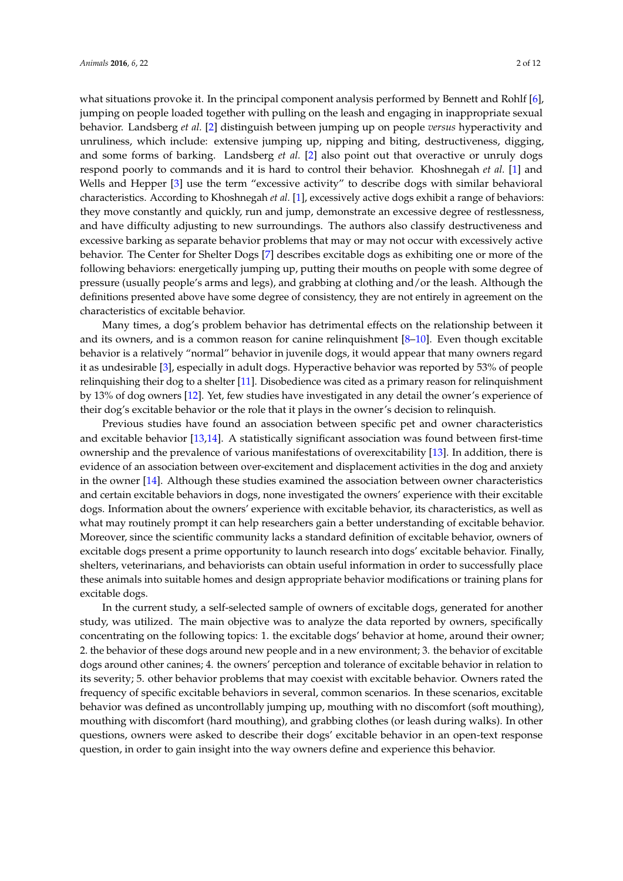what situations provoke it. In the principal component analysis performed by Bennett and Rohlf [6], jumping on people loaded together with pulling on the leash and engaging in inappropriate sexual behavior. Landsberg *et al.* [2] distinguish between jumping up on people *versus* hyperactivity and unruliness, which include: extensive jumping up, nipping and biting, destructiveness, digging, and some forms of barking. Landsberg *et al.* [2] also point out that overactive or unruly dogs respond poorly to commands and it is hard to control their behavior. Khoshnegah *et al.* [1] and Wells and Hepper [3] use the term "excessive activity" to describe dogs with similar behavioral characteristics. According to Khoshnegah *et al.* [1], excessively active dogs exhibit a range of behaviors: they move constantly and quickly, run and jump, demonstrate an excessive degree of restlessness, and have difficulty adjusting to new surroundings. The authors also classify destructiveness and excessive barking as separate behavior problems that may or may not occur with excessively active behavior. The Center for Shelter Dogs [7] describes excitable dogs as exhibiting one or more of the following behaviors: energetically jumping up, putting their mouths on people with some degree of pressure (usually people's arms and legs), and grabbing at clothing and/or the leash. Although the definitions presented above have some degree of consistency, they are not entirely in agreement on the characteristics of excitable behavior.

Many times, a dog's problem behavior has detrimental effects on the relationship between it and its owners, and is a common reason for canine relinquishment [8–10]. Even though excitable behavior is a relatively "normal" behavior in juvenile dogs, it would appear that many owners regard it as undesirable [3], especially in adult dogs. Hyperactive behavior was reported by 53% of people relinquishing their dog to a shelter [11]. Disobedience was cited as a primary reason for relinquishment by 13% of dog owners [12]. Yet, few studies have investigated in any detail the owner's experience of their dog's excitable behavior or the role that it plays in the owner's decision to relinquish.

Previous studies have found an association between specific pet and owner characteristics and excitable behavior [13,14]. A statistically significant association was found between first-time ownership and the prevalence of various manifestations of overexcitability [13]. In addition, there is evidence of an association between over-excitement and displacement activities in the dog and anxiety in the owner [14]. Although these studies examined the association between owner characteristics and certain excitable behaviors in dogs, none investigated the owners' experience with their excitable dogs. Information about the owners' experience with excitable behavior, its characteristics, as well as what may routinely prompt it can help researchers gain a better understanding of excitable behavior. Moreover, since the scientific community lacks a standard definition of excitable behavior, owners of excitable dogs present a prime opportunity to launch research into dogs' excitable behavior. Finally, shelters, veterinarians, and behaviorists can obtain useful information in order to successfully place these animals into suitable homes and design appropriate behavior modifications or training plans for excitable dogs.

In the current study, a self-selected sample of owners of excitable dogs, generated for another study, was utilized. The main objective was to analyze the data reported by owners, specifically concentrating on the following topics: 1. the excitable dogs' behavior at home, around their owner; 2. the behavior of these dogs around new people and in a new environment; 3. the behavior of excitable dogs around other canines; 4. the owners' perception and tolerance of excitable behavior in relation to its severity; 5. other behavior problems that may coexist with excitable behavior. Owners rated the frequency of specific excitable behaviors in several, common scenarios. In these scenarios, excitable behavior was defined as uncontrollably jumping up, mouthing with no discomfort (soft mouthing), mouthing with discomfort (hard mouthing), and grabbing clothes (or leash during walks). In other questions, owners were asked to describe their dogs' excitable behavior in an open-text response question, in order to gain insight into the way owners define and experience this behavior.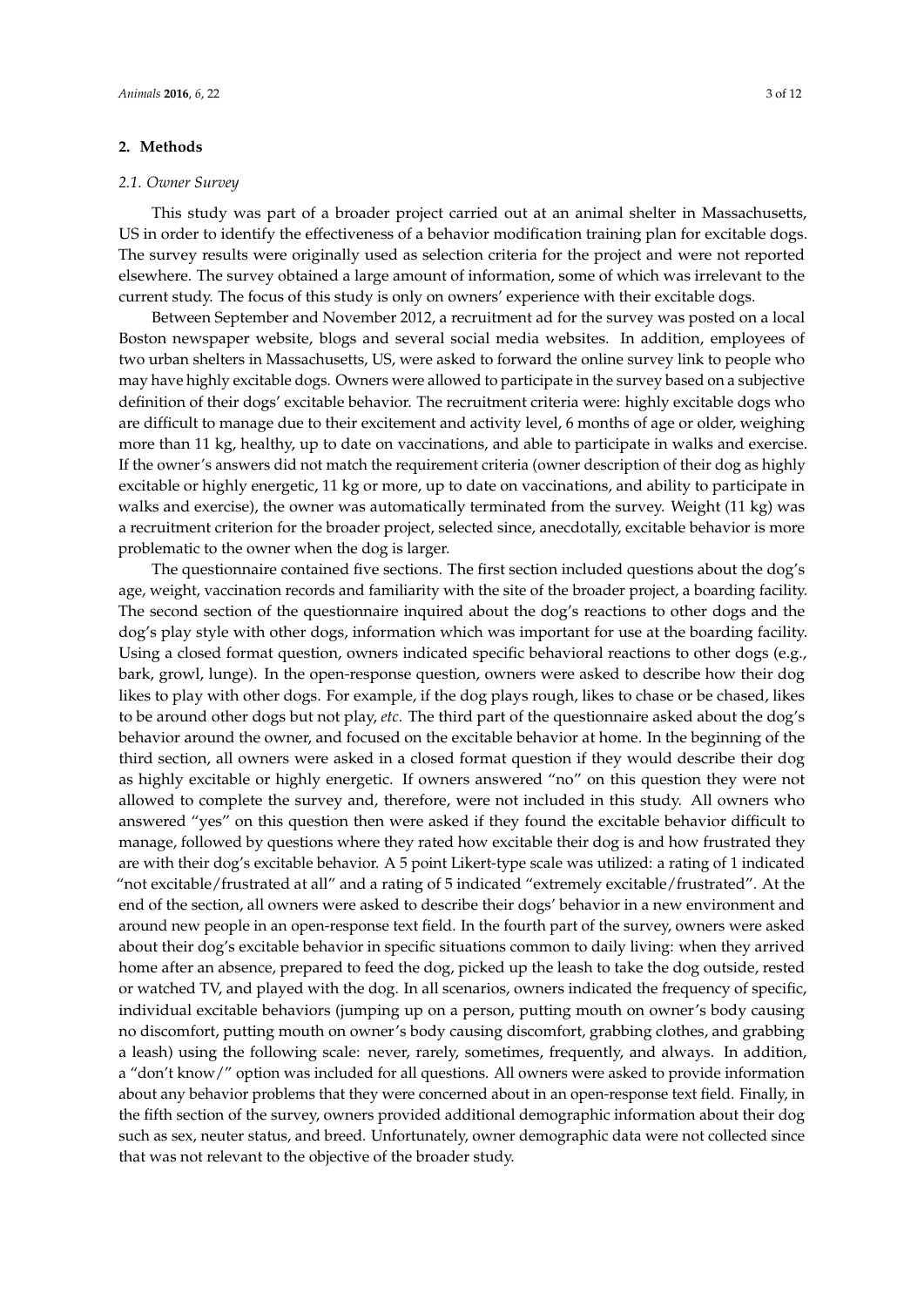## 2. Methods

### 2.1. Owner Survey

This study was part of a broader project carried out at an animal shelter in Massachusetts, US in order to identify the effectiveness of a behavior modification training plan for excitable dogs. The survey results were originally used as selection criteria for the project and were not reported elsewhere. The survey obtained a large amount of information, some of which was irrelevant to the current study. The focus of this study is only on owners' experience with their excitable dogs.

Between September and November 2012, a recruitment ad for the survey was posted on a local Boston newspaper website, blogs and several social media websites. In addition, employees of two urban shelters in Massachusetts, US, were asked to forward the online survey link to people who may have highly excitable dogs. Owners were allowed to participate in the survey based on a subjective definition of their dogs' excitable behavior. The recruitment criteria were: highly excitable dogs who are difficult to manage due to their excitement and activity level, 6 months of age or older, weighing more than 11 kg, healthy, up to date on vaccinations, and able to participate in walks and exercise. If the owner's answers did not match the requirement criteria (owner description of their dog as highly excitable or highly energetic, 11 kg or more, up to date on vaccinations, and ability to participate in walks and exercise), the owner was automatically terminated from the survey. Weight (11 kg) was a recruitment criterion for the broader project, selected since, anecdotally, excitable behavior is more problematic to the owner when the dog is larger.

The questionnaire contained five sections. The first section included questions about the dog's age, weight, vaccination records and familiarity with the site of the broader project, a boarding facility. The second section of the questionnaire inquired about the dog's reactions to other dogs and the dog's play style with other dogs, information which was important for use at the boarding facility. Using a closed format question, owners indicated specific behavioral reactions to other dogs (e.g., bark, growl, lunge). In the open-response question, owners were asked to describe how their dog likes to play with other dogs. For example, if the dog plays rough, likes to chase or be chased, likes to be around other dogs but not play, *etc.* The third part of the questionnaire asked about the dog's behavior around the owner, and focused on the excitable behavior at home. In the beginning of the third section, all owners were asked in a closed format question if they would describe their dog as highly excitable or highly energetic. If owners answered "no" on this question they were not allowed to complete the survey and, therefore, were not included in this study. All owners who answered "yes" on this question then were asked if they found the excitable behavior difficult to manage, followed by questions where they rated how excitable their dog is and how frustrated they are with their dog's excitable behavior. A 5 point Likert-type scale was utilized: a rating of 1 indicated "not excitable/frustrated at all" and a rating of 5 indicated "extremely excitable/frustrated". At the end of the section, all owners were asked to describe their dogs' behavior in a new environment and around new people in an open-response text field. In the fourth part of the survey, owners were asked about their dog's excitable behavior in specific situations common to daily living: when they arrived home after an absence, prepared to feed the dog, picked up the leash to take the dog outside, rested or watched TV, and played with the dog. In all scenarios, owners indicated the frequency of specific, individual excitable behaviors (jumping up on a person, putting mouth on owner's body causing no discomfort, putting mouth on owner's body causing discomfort, grabbing clothes, and grabbing a leash) using the following scale: never, rarely, sometimes, frequently, and always. In addition, a "don't know/" option was included for all questions. All owners were asked to provide information about any behavior problems that they were concerned about in an open-response text field. Finally, in the fifth section of the survey, owners provided additional demographic information about their dog such as sex, neuter status, and breed. Unfortunately, owner demographic data were not collected since that was not relevant to the objective of the broader study.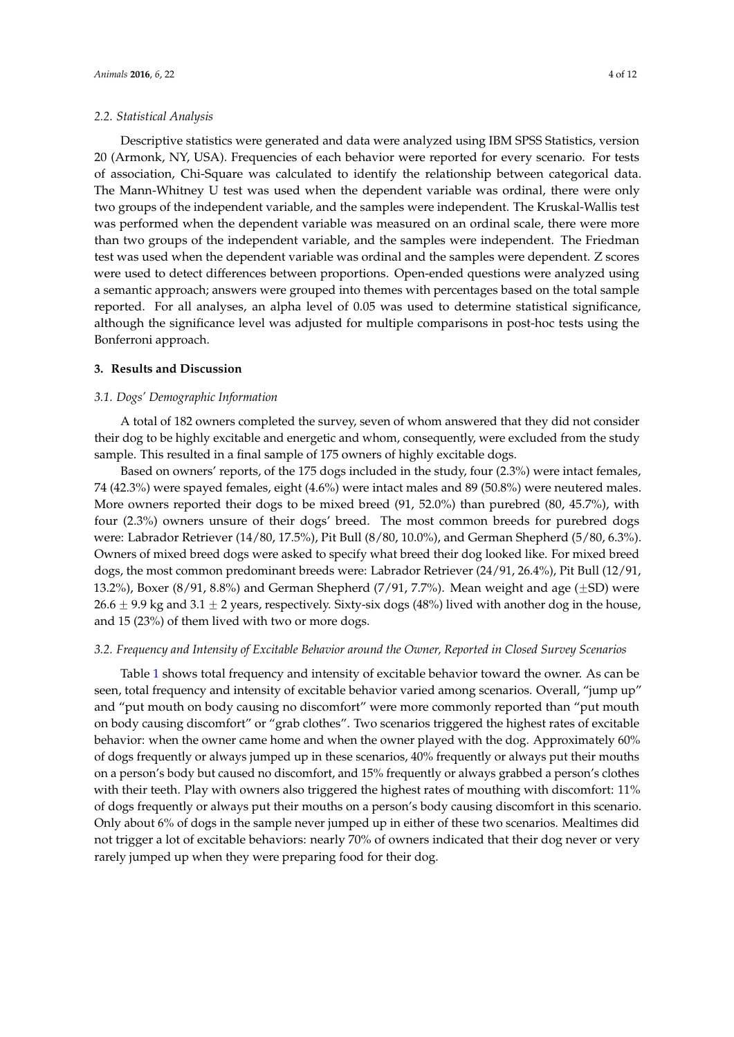### 2.2. Statistical Analysis

Descriptive statistics were generated and data were analyzed using IBM SPSS Statistics, version 20 (Armonk, NY, USA). Frequencies of each behavior were reported for every scenario. For tests of association, Chi-Square was calculated to identify the relationship between categorical data. The Mann-Whitney U test was used when the dependent variable was ordinal, there were only two groups of the independent variable, and the samples were independent. The Kruskal-Wallis test was performed when the dependent variable was measured on an ordinal scale, there were more than two groups of the independent variable, and the samples were independent. The Friedman test was used when the dependent variable was ordinal and the samples were dependent. Z scores were used to detect differences between proportions. Open-ended questions were analyzed using a semantic approach; answers were grouped into themes with percentages based on the total sample reported. For all analyses, an alpha level of 0.05 was used to determine statistical significance, although the significance level was adjusted for multiple comparisons in post-hoc tests using the Bonferroni approach.

## 3. Results and Discussion

### 3.1. Dogs' Demographic Information

A total of 182 owners completed the survey, seven of whom answered that they did not consider their dog to be highly excitable and energetic and whom, consequently, were excluded from the study sample. This resulted in a final sample of 175 owners of highly excitable dogs.

Based on owners' reports, of the 175 dogs included in the study, four (2.3%) were intact females, 74 (42.3%) were spayed females, eight (4.6%) were intact males and 89 (50.8%) were neutered males. More owners reported their dogs to be mixed breed (91, 52.0%) than purebred (80, 45.7%), with four (2.3%) owners unsure of their dogs' breed. The most common breeds for purebred dogs were: Labrador Retriever (14/80, 17.5%), Pit Bull (8/80, 10.0%), and German Shepherd (5/80, 6.3%). Owners of mixed breed dogs were asked to specify what breed their dog looked like. For mixed breed dogs, the most common predominant breeds were: Labrador Retriever (24/91, 26.4%), Pit Bull (12/91, 13.2%), Boxer (8/91, 8.8%) and German Shepherd (7/91, 7.7%). Mean weight and age ($\pm$SD) were $26.6 \pm 9.9$ kg and $3.1 \pm 2$ years, respectively. Sixty-six dogs (48%) lived with another dog in the house, and 15 (23%) of them lived with two or more dogs.

### 3.2. Frequency and Intensity of Excitable Behavior around the Owner, Reported in Closed Survey Scenarios

Table 1 shows total frequency and intensity of excitable behavior toward the owner. As can be seen, total frequency and intensity of excitable behavior varied among scenarios. Overall, "jump up" and "put mouth on body causing no discomfort" were more commonly reported than "put mouth on body causing discomfort" or "grab clothes". Two scenarios triggered the highest rates of excitable behavior: when the owner came home and when the owner played with the dog. Approximately 60% of dogs frequently or always jumped up in these scenarios, 40% frequently or always put their mouths on a person's body but caused no discomfort, and 15% frequently or always grabbed a person's clothes with their teeth. Play with owners also triggered the highest rates of mouthing with discomfort: 11% of dogs frequently or always put their mouths on a person's body causing discomfort in this scenario. Only about 6% of dogs in the sample never jumped up in either of these two scenarios. Mealtimes did not trigger a lot of excitable behaviors: nearly 70% of owners indicated that their dog never or very rarely jumped up when they were preparing food for their dog.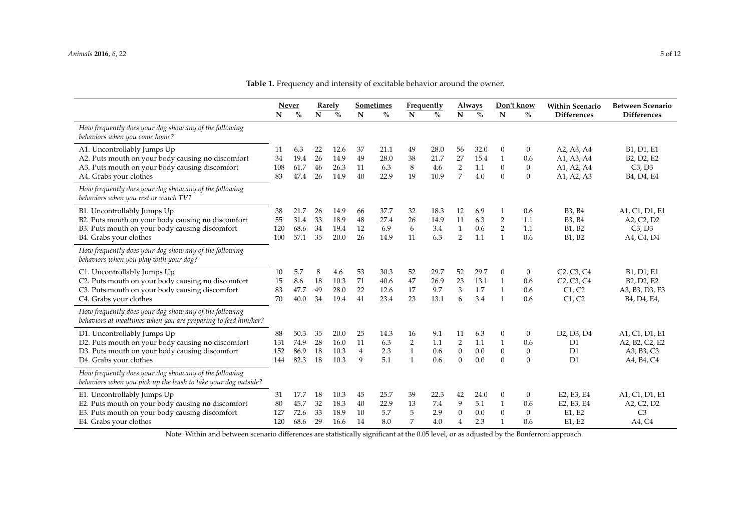**Table 1.** Frequency and intensity of excitable behavior around the owner.

| | Never | | Rarely | | Sometimes | | Frequently | | Always | | Don't know | | Within Scenario | Between Scenario |
|---|---|---|---|---|---|---|---|---|---|---|---|---|---|---|
| | N | % | N | % | N | % | N | % | N | % | N | % | Differences | Differences |
| *How frequently does your dog show any of the following behaviors when you come home?* | | | | | | | | | | | | | | |
| A1. Uncontrollably Jumps Up | 11 | 6.3 | 22 | 12.6 | 37 | 21.1 | 49 | 28.0 | 56 | 32.0 | 0 | 0 | A2, A3, A4 | B1, D1, E1 |
| A2. Puts mouth on your body causing **no** discomfort | 34 | 19.4 | 26 | 14.9 | 49 | 28.0 | 38 | 21.7 | 27 | 15.4 | 1 | 0.6 | A1, A3, A4 | B2, D2, E2 |
| A3. Puts mouth on your body causing discomfort | 108 | 61.7 | 46 | 26.3 | 11 | 6.3 | 8 | 4.6 | 2 | 1.1 | 0 | 0 | A1, A2, A4 | C3, D3 |
| A4. Grabs your clothes | 83 | 47.4 | 26 | 14.9 | 40 | 22.9 | 19 | 10.9 | 7 | 4.0 | 0 | 0 | A1, A2, A3 | B4, D4, E4 |
| *How frequently does your dog show any of the following behaviors when you rest or watch TV?* | | | | | | | | | | | | | | |
| B1. Uncontrollably Jumps Up | 38 | 21.7 | 26 | 14.9 | 66 | 37.7 | 32 | 18.3 | 12 | 6.9 | 1 | 0.6 | B3, B4 | A1, C1, D1, E1 |
| B2. Puts mouth on your body causing **no** discomfort | 55 | 31.4 | 33 | 18.9 | 48 | 27.4 | 26 | 14.9 | 11 | 6.3 | 2 | 1.1 | B3, B4 | A2, C2, D2 |
| B3. Puts mouth on your body causing discomfort | 120 | 68.6 | 34 | 19.4 | 12 | 6.9 | 6 | 3.4 | 1 | 0.6 | 2 | 1.1 | B1, B2 | C3, D3 |
| B4. Grabs your clothes | 100 | 57.1 | 35 | 20.0 | 26 | 14.9 | 11 | 6.3 | 2 | 1.1 | 1 | 0.6 | B1, B2 | A4, C4, D4 |
| *How frequently does your dog show any of the following behaviors when you play with your dog?* | | | | | | | | | | | | | | |
| C1. Uncontrollably Jumps Up | 10 | 5.7 | 8 | 4.6 | 53 | 30.3 | 52 | 29.7 | 52 | 29.7 | 0 | 0 | C2, C3, C4 | B1, D1, E1 |
| C2. Puts mouth on your body causing **no** discomfort | 15 | 8.6 | 18 | 10.3 | 71 | 40.6 | 47 | 26.9 | 23 | 13.1 | 1 | 0.6 | C2, C3, C4 | B2, D2, E2 |
| C3. Puts mouth on your body causing discomfort | 83 | 47.7 | 49 | 28.0 | 22 | 12.6 | 17 | 9.7 | 3 | 1.7 | 1 | 0.6 | C1, C2 | A3, B3, D3, E3 |
| C4. Grabs your clothes | 70 | 40.0 | 34 | 19.4 | 41 | 23.4 | 23 | 13.1 | 6 | 3.4 | 1 | 0.6 | C1, C2 | B4, D4, E4, |
| *How frequently does your dog show any of the following behaviors at mealtimes when you are preparing to feed him/her?* | | | | | | | | | | | | | | |
| D1. Uncontrollably Jumps Up | 88 | 50.3 | 35 | 20.0 | 25 | 14.3 | 16 | 9.1 | 11 | 6.3 | 0 | 0 | D2, D3, D4 | A1, C1, D1, E1 |
| D2. Puts mouth on your body causing **no** discomfort | 131 | 74.9 | 28 | 16.0 | 11 | 6.3 | 2 | 1.1 | 2 | 1.1 | 1 | 0.6 | D1 | A2, B2, C2, E2 |
| D3. Puts mouth on your body causing discomfort | 152 | 86.9 | 18 | 10.3 | 4 | 2.3 | 1 | 0.6 | 0 | 0.0 | 0 | 0 | D1 | A3, B3, C3 |
| D4. Grabs your clothes | 144 | 82.3 | 18 | 10.3 | 9 | 5.1 | 1 | 0.6 | 0 | 0.0 | 0 | 0 | D1 | A4, B4, C4 |
| *How frequently does your dog show any of the following behaviors when you pick up the leash to take your dog outside?* | | | | | | | | | | | | | | |
| E1. Uncontrollably Jumps Up | 31 | 17.7 | 18 | 10.3 | 45 | 25.7 | 39 | 22.3 | 42 | 24.0 | 0 | 0 | E2, E3, E4 | A1, C1, D1, E1 |
| E2. Puts mouth on your body causing **no** discomfort | 80 | 45.7 | 32 | 18.3 | 40 | 22.9 | 13 | 7.4 | 9 | 5.1 | 1 | 0.6 | E2, E3, E4 | A2, C2, D2 |
| E3. Puts mouth on your body causing discomfort | 127 | 72.6 | 33 | 18.9 | 10 | 5.7 | 5 | 2.9 | 0 | 0.0 | 0 | 0 | E1, E2 | C3 |
| E4. Grabs your clothes | 120 | 68.6 | 29 | 16.6 | 14 | 8.0 | 7 | 4.0 | 4 | 2.3 | 1 | 0.6 | E1, E2 | A4, C4 |

Note: Within and between scenario differences are statistically significant at the 0.05 level, or as adjusted by the Bonferroni approach.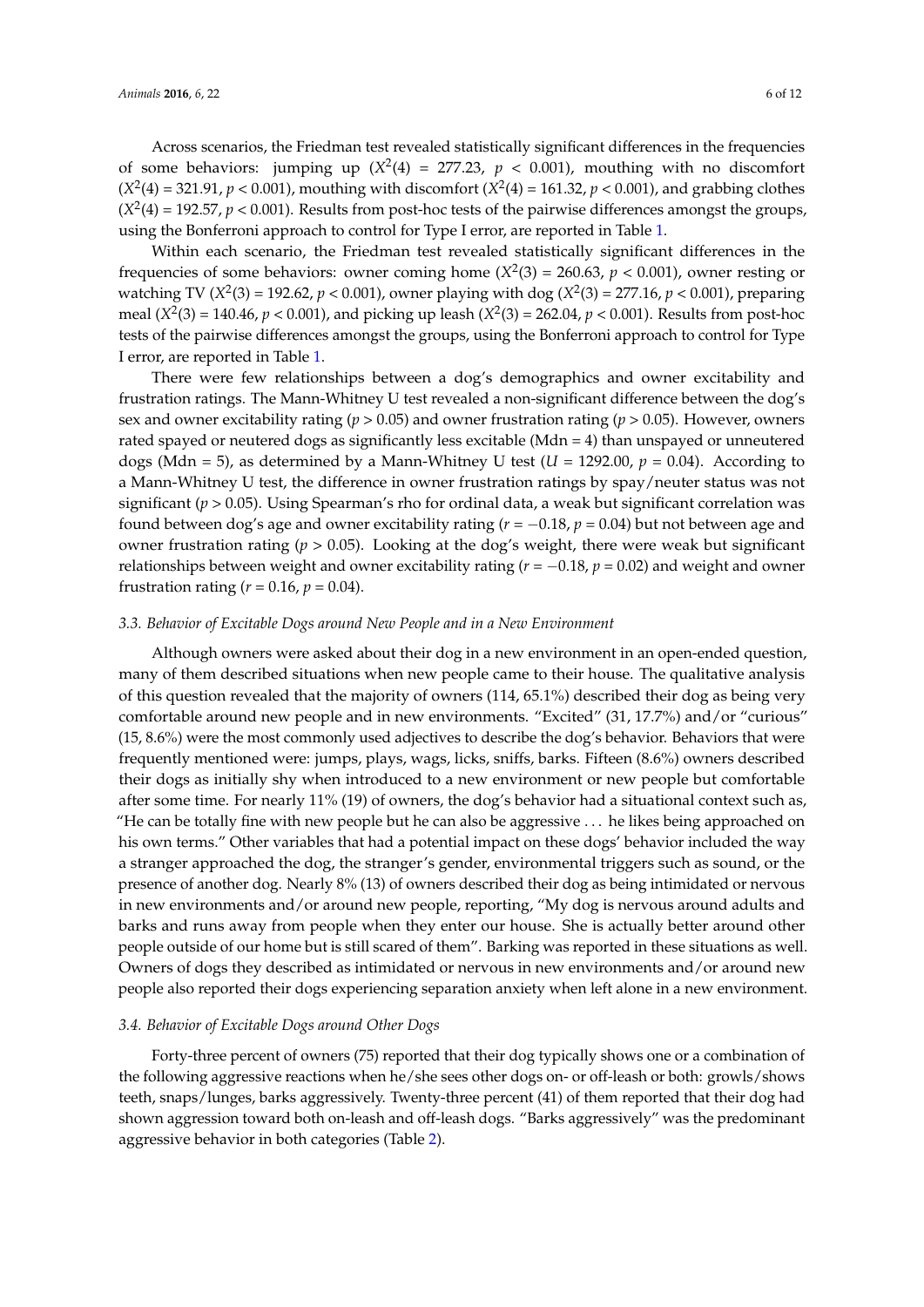Across scenarios, the Friedman test revealed statistically significant differences in the frequencies of some behaviors: jumping up ($X^2(4)$ = 277.23, $p < 0.001$), mouthing with no discomfort ($X^2(4)$ = 321.91, $p < 0.001$), mouthing with discomfort ($X^2(4)$ = 161.32, $p < 0.001$), and grabbing clothes ($X^2(4)$ = 192.57, $p < 0.001$). Results from post-hoc tests of the pairwise differences amongst the groups, using the Bonferroni approach to control for Type I error, are reported in Table 1.

Within each scenario, the Friedman test revealed statistically significant differences in the frequencies of some behaviors: owner coming home ($X^2(3)$ = 260.63, $p < 0.001$), owner resting or watching TV ($X^2(3)$ = 192.62, $p < 0.001$), owner playing with dog ($X^2(3)$ = 277.16, $p < 0.001$), preparing meal ($X^2(3)$ = 140.46, $p < 0.001$), and picking up leash ($X^2(3)$ = 262.04, $p < 0.001$). Results from post-hoc tests of the pairwise differences amongst the groups, using the Bonferroni approach to control for Type I error, are reported in Table 1.

There were few relationships between a dog's demographics and owner excitability and frustration ratings. The Mann-Whitney U test revealed a non-significant difference between the dog's sex and owner excitability rating ($p > 0.05$) and owner frustration rating ($p > 0.05$). However, owners rated spayed or neutered dogs as significantly less excitable (Mdn = 4) than unspayed or unneutered dogs (Mdn = 5), as determined by a Mann-Whitney U test ($U$ = 1292.00, $p$ = 0.04). According to a Mann-Whitney U test, the difference in owner frustration ratings by spay/neuter status was not significant ($p > 0.05$). Using Spearman's rho for ordinal data, a weak but significant correlation was found between dog's age and owner excitability rating ($r = -0.18$, $p = 0.04$) but not between age and owner frustration rating ($p > 0.05$). Looking at the dog's weight, there were weak but significant relationships between weight and owner excitability rating ($r = -0.18$, $p = 0.02$) and weight and owner frustration rating ($r = 0.16$, $p = 0.04$).

### *3.3. Behavior of Excitable Dogs around New People and in a New Environment*

Although owners were asked about their dog in a new environment in an open-ended question, many of them described situations when new people came to their house. The qualitative analysis of this question revealed that the majority of owners (114, 65.1%) described their dog as being very comfortable around new people and in new environments. "Excited" (31, 17.7%) and/or "curious" (15, 8.6%) were the most commonly used adjectives to describe the dog's behavior. Behaviors that were frequently mentioned were: jumps, plays, wags, licks, sniffs, barks. Fifteen (8.6%) owners described their dogs as initially shy when introduced to a new environment or new people but comfortable after some time. For nearly 11% (19) of owners, the dog's behavior had a situational context such as, "He can be totally fine with new people but he can also be aggressive ... he likes being approached on his own terms." Other variables that had a potential impact on these dogs' behavior included the way a stranger approached the dog, the stranger's gender, environmental triggers such as sound, or the presence of another dog. Nearly 8% (13) of owners described their dog as being intimidated or nervous in new environments and/or around new people, reporting, "My dog is nervous around adults and barks and runs away from people when they enter our house. She is actually better around other people outside of our home but is still scared of them". Barking was reported in these situations as well. Owners of dogs they described as intimidated or nervous in new environments and/or around new people also reported their dogs experiencing separation anxiety when left alone in a new environment.

### *3.4. Behavior of Excitable Dogs around Other Dogs*

Forty-three percent of owners (75) reported that their dog typically shows one or a combination of the following aggressive reactions when he/she sees other dogs on- or off-leash or both: growls/shows teeth, snaps/lunges, barks aggressively. Twenty-three percent (41) of them reported that their dog had shown aggression toward both on-leash and off-leash dogs. "Barks aggressively" was the predominant aggressive behavior in both categories (Table 2).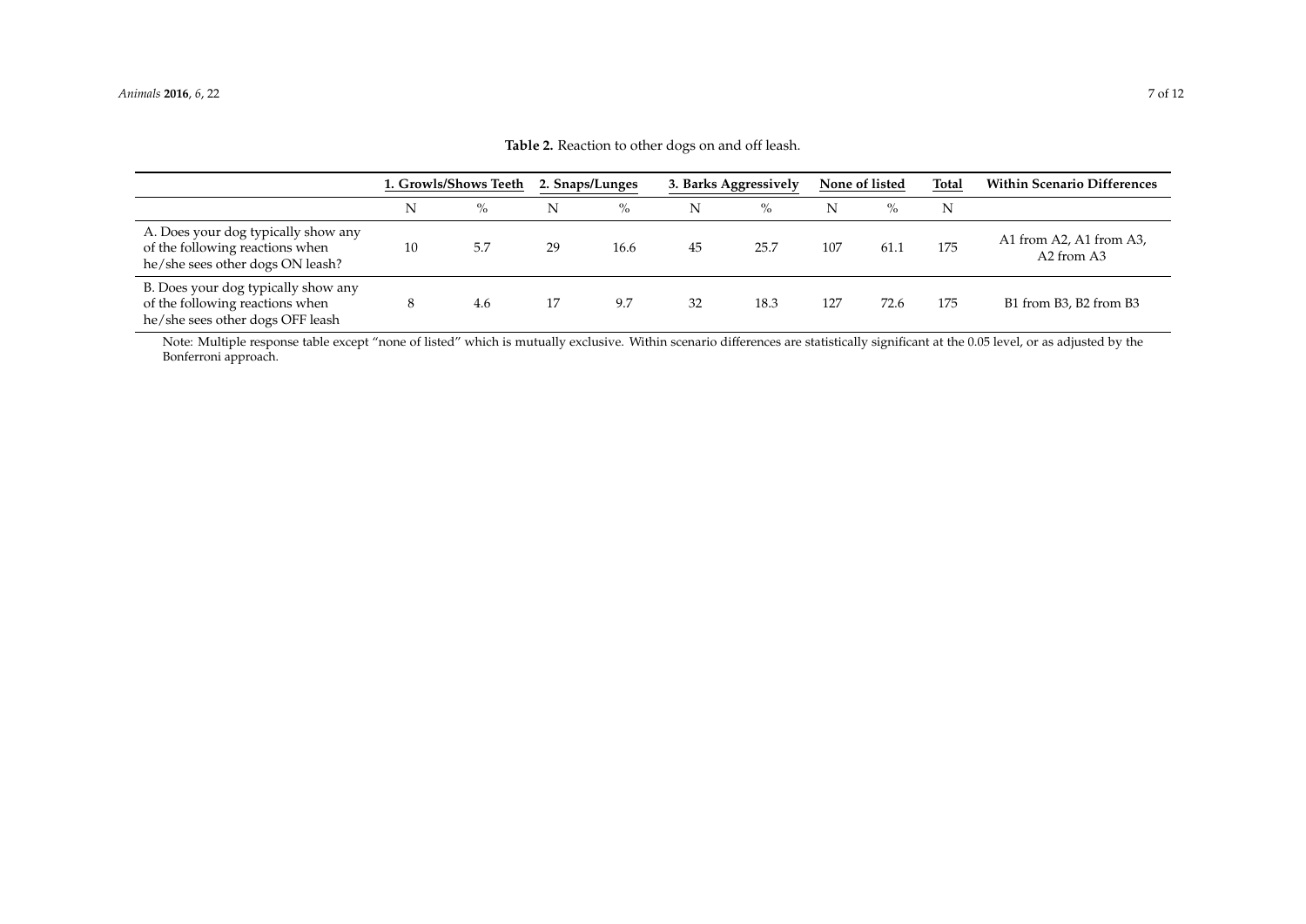**Table 2.** Reaction to other dogs on and off leash.

| | 1. Growls/Shows Teeth | | 2. Snaps/Lunges | | 3. Barks Aggressively | | None of listed | | Total | Within Scenario Differences |
|---|---|---|---|---|---|---|---|---|---|---|
| | N | % | N | % | N | % | N | % | N | |
| A. Does your dog typically show any of the following reactions when he/she sees other dogs ON leash? | 10 | 5.7 | 29 | 16.6 | 45 | 25.7 | 107 | 61.1 | 175 | A1 from A2, A1 from A3, A2 from A3 |
| B. Does your dog typically show any of the following reactions when he/she sees other dogs OFF leash | 8 | 4.6 | 17 | 9.7 | 32 | 18.3 | 127 | 72.6 | 175 | B1 from B3, B2 from B3 |

Note: Multiple response table except "none of listed" which is mutually exclusive. Within scenario differences are statistically significant at the 0.05 level, or as adjusted by the Bonferroni approach.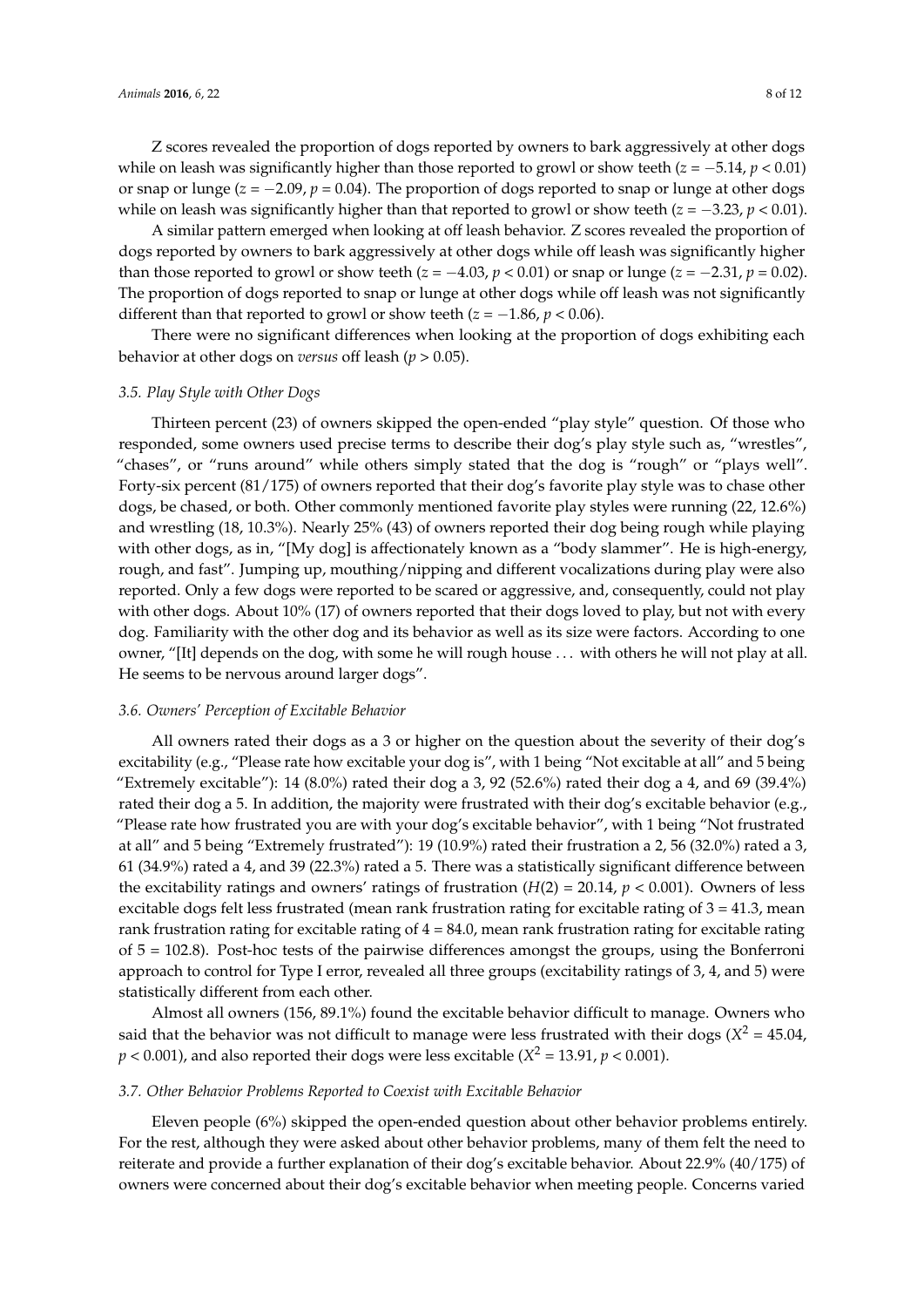Z scores revealed the proportion of dogs reported by owners to bark aggressively at other dogs while on leash was significantly higher than those reported to growl or show teeth ($z = -5.14$, $p < 0.01$) or snap or lunge ($z = -2.09$, $p = 0.04$). The proportion of dogs reported to snap or lunge at other dogs while on leash was significantly higher than that reported to growl or show teeth ($z = -3.23$, $p < 0.01$).

A similar pattern emerged when looking at off leash behavior. Z scores revealed the proportion of dogs reported by owners to bark aggressively at other dogs while off leash was significantly higher than those reported to growl or show teeth ($z = -4.03$, $p < 0.01$) or snap or lunge ($z = -2.31$, $p = 0.02$). The proportion of dogs reported to snap or lunge at other dogs while off leash was not significantly different than that reported to growl or show teeth ($z = -1.86$, $p < 0.06$).

There were no significant differences when looking at the proportion of dogs exhibiting each behavior at other dogs on *versus* off leash ($p > 0.05$).

### 3.5. Play Style with Other Dogs

Thirteen percent (23) of owners skipped the open-ended "play style" question. Of those who responded, some owners used precise terms to describe their dog's play style such as, "wrestles", "chases", or "runs around" while others simply stated that the dog is "rough" or "plays well". Forty-six percent (81/175) of owners reported that their dog's favorite play style was to chase other dogs, be chased, or both. Other commonly mentioned favorite play styles were running (22, 12.6%) and wrestling (18, 10.3%). Nearly 25% (43) of owners reported their dog being rough while playing with other dogs, as in, "[My dog] is affectionately known as a "body slammer". He is high-energy, rough, and fast". Jumping up, mouthing/nipping and different vocalizations during play were also reported. Only a few dogs were reported to be scared or aggressive, and, consequently, could not play with other dogs. About 10% (17) of owners reported that their dogs loved to play, but not with every dog. Familiarity with the other dog and its behavior as well as its size were factors. According to one owner, "[It] depends on the dog, with some he will rough house ... with others he will not play at all. He seems to be nervous around larger dogs".

### 3.6. Owners' Perception of Excitable Behavior

All owners rated their dogs as a 3 or higher on the question about the severity of their dog's excitability (e.g., "Please rate how excitable your dog is", with 1 being "Not excitable at all" and 5 being "Extremely excitable"): 14 (8.0%) rated their dog a 3, 92 (52.6%) rated their dog a 4, and 69 (39.4%) rated their dog a 5. In addition, the majority were frustrated with their dog's excitable behavior (e.g., "Please rate how frustrated you are with your dog's excitable behavior", with 1 being "Not frustrated at all" and 5 being "Extremely frustrated"): 19 (10.9%) rated their frustration a 2, 56 (32.0%) rated a 3, 61 (34.9%) rated a 4, and 39 (22.3%) rated a 5. There was a statistically significant difference between the excitability ratings and owners' ratings of frustration ($H(2) = 20.14$, $p < 0.001$). Owners of less excitable dogs felt less frustrated (mean rank frustration rating for excitable rating of 3 = 41.3, mean rank frustration rating for excitable rating of 4 = 84.0, mean rank frustration rating for excitable rating of 5 = 102.8). Post-hoc tests of the pairwise differences amongst the groups, using the Bonferroni approach to control for Type I error, revealed all three groups (excitability ratings of 3, 4, and 5) were statistically different from each other.

Almost all owners (156, 89.1%) found the excitable behavior difficult to manage. Owners who said that the behavior was not difficult to manage were less frustrated with their dogs ($X^2 = 45.04$, $p < 0.001$), and also reported their dogs were less excitable ($X^2 = 13.91$, $p < 0.001$).

### 3.7. Other Behavior Problems Reported to Coexist with Excitable Behavior

Eleven people (6%) skipped the open-ended question about other behavior problems entirely. For the rest, although they were asked about other behavior problems, many of them felt the need to reiterate and provide a further explanation of their dog's excitable behavior. About 22.9% (40/175) of owners were concerned about their dog's excitable behavior when meeting people. Concerns varied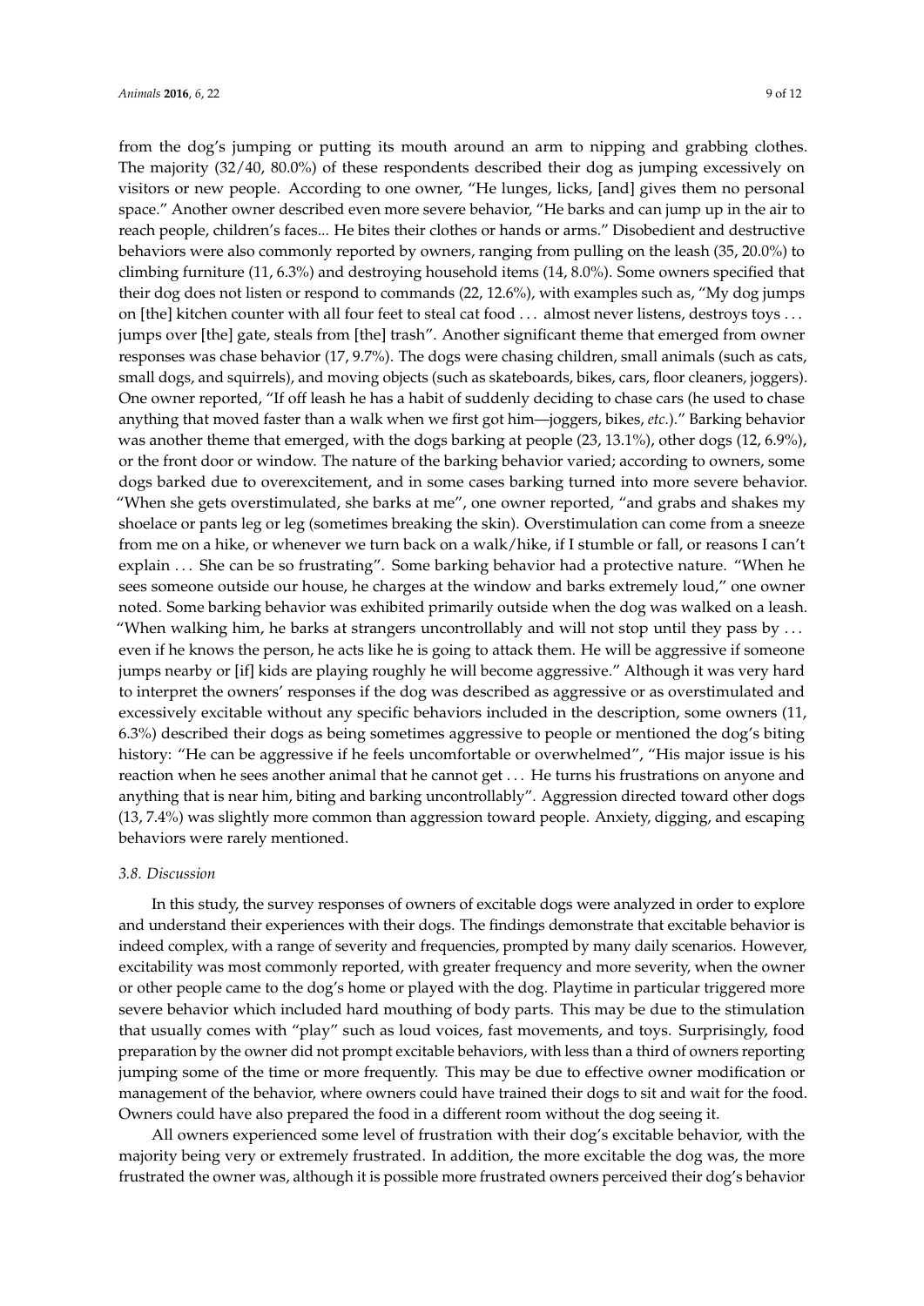from the dog's jumping or putting its mouth around an arm to nipping and grabbing clothes. The majority (32/40, 80.0%) of these respondents described their dog as jumping excessively on visitors or new people. According to one owner, "He lunges, licks, [and] gives them no personal space." Another owner described even more severe behavior, "He barks and can jump up in the air to reach people, children's faces... He bites their clothes or hands or arms." Disobedient and destructive behaviors were also commonly reported by owners, ranging from pulling on the leash (35, 20.0%) to climbing furniture (11, 6.3%) and destroying household items (14, 8.0%). Some owners specified that their dog does not listen or respond to commands (22, 12.6%), with examples such as, "My dog jumps on [the] kitchen counter with all four feet to steal cat food ... almost never listens, destroys toys ... jumps over [the] gate, steals from [the] trash". Another significant theme that emerged from owner responses was chase behavior (17, 9.7%). The dogs were chasing children, small animals (such as cats, small dogs, and squirrels), and moving objects (such as skateboards, bikes, cars, floor cleaners, joggers). One owner reported, "If off leash he has a habit of suddenly deciding to chase cars (he used to chase anything that moved faster than a walk when we first got him—joggers, bikes, *etc.*)." Barking behavior was another theme that emerged, with the dogs barking at people (23, 13.1%), other dogs (12, 6.9%), or the front door or window. The nature of the barking behavior varied; according to owners, some dogs barked due to overexcitement, and in some cases barking turned into more severe behavior. "When she gets overstimulated, she barks at me", one owner reported, "and grabs and shakes my shoelace or pants leg or leg (sometimes breaking the skin). Overstimulation can come from a sneeze from me on a hike, or whenever we turn back on a walk/hike, if I stumble or fall, or reasons I can't explain ... She can be so frustrating". Some barking behavior had a protective nature. "When he sees someone outside our house, he charges at the window and barks extremely loud," one owner noted. Some barking behavior was exhibited primarily outside when the dog was walked on a leash. "When walking him, he barks at strangers uncontrollably and will not stop until they pass by ... even if he knows the person, he acts like he is going to attack them. He will be aggressive if someone jumps nearby or [if] kids are playing roughly he will become aggressive." Although it was very hard to interpret the owners' responses if the dog was described as aggressive or as overstimulated and excessively excitable without any specific behaviors included in the description, some owners (11, 6.3%) described their dogs as being sometimes aggressive to people or mentioned the dog's biting history: "He can be aggressive if he feels uncomfortable or overwhelmed", "His major issue is his reaction when he sees another animal that he cannot get ... He turns his frustrations on anyone and anything that is near him, biting and barking uncontrollably". Aggression directed toward other dogs (13, 7.4%) was slightly more common than aggression toward people. Anxiety, digging, and escaping behaviors were rarely mentioned.

### *3.8. Discussion*

In this study, the survey responses of owners of excitable dogs were analyzed in order to explore and understand their experiences with their dogs. The findings demonstrate that excitable behavior is indeed complex, with a range of severity and frequencies, prompted by many daily scenarios. However, excitability was most commonly reported, with greater frequency and more severity, when the owner or other people came to the dog's home or played with the dog. Playtime in particular triggered more severe behavior which included hard mouthing of body parts. This may be due to the stimulation that usually comes with "play" such as loud voices, fast movements, and toys. Surprisingly, food preparation by the owner did not prompt excitable behaviors, with less than a third of owners reporting jumping some of the time or more frequently. This may be due to effective owner modification or management of the behavior, where owners could have trained their dogs to sit and wait for the food. Owners could have also prepared the food in a different room without the dog seeing it.

All owners experienced some level of frustration with their dog's excitable behavior, with the majority being very or extremely frustrated. In addition, the more excitable the dog was, the more frustrated the owner was, although it is possible more frustrated owners perceived their dog's behavior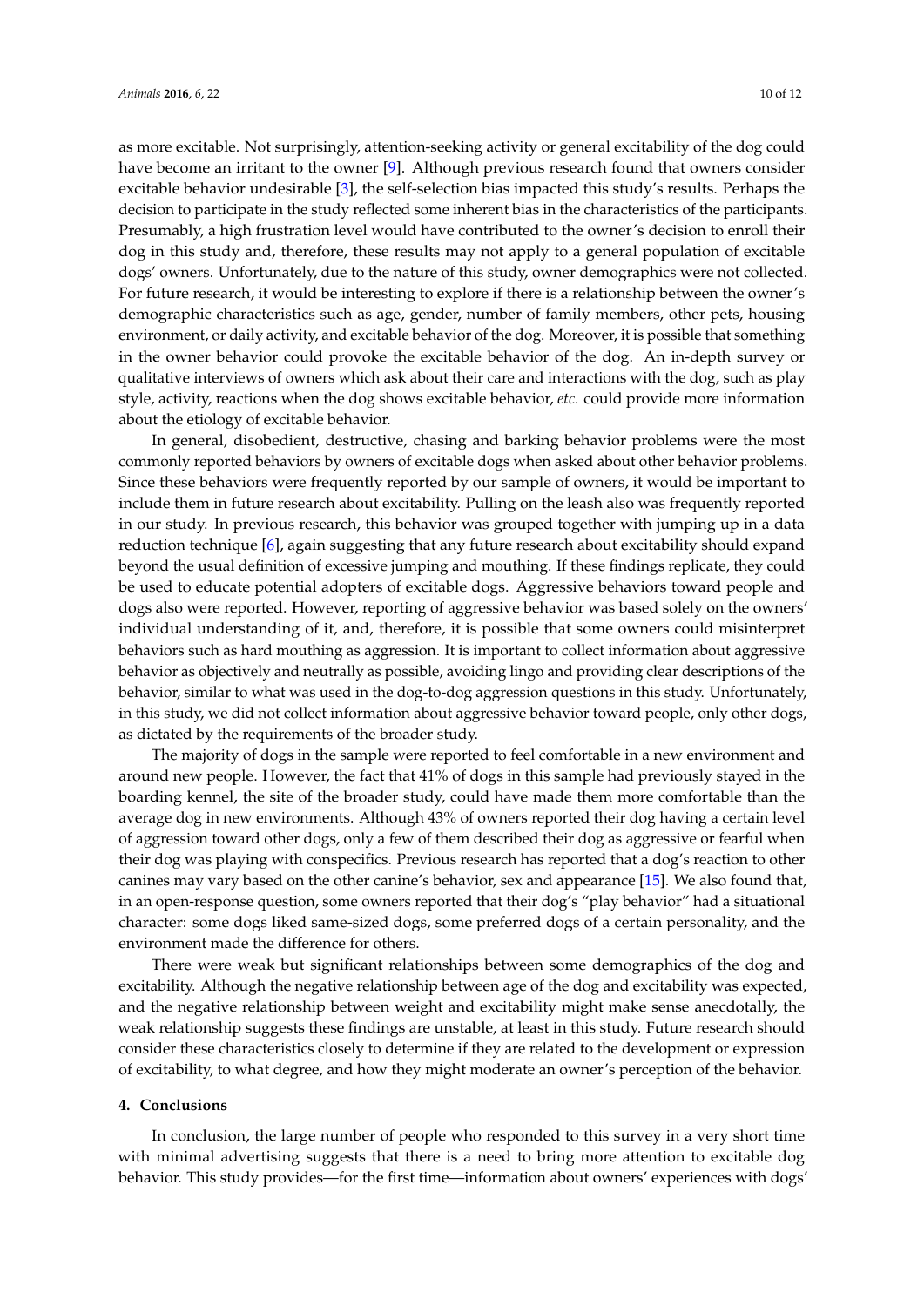as more excitable. Not surprisingly, attention-seeking activity or general excitability of the dog could have become an irritant to the owner [9]. Although previous research found that owners consider excitable behavior undesirable [3], the self-selection bias impacted this study's results. Perhaps the decision to participate in the study reflected some inherent bias in the characteristics of the participants. Presumably, a high frustration level would have contributed to the owner's decision to enroll their dog in this study and, therefore, these results may not apply to a general population of excitable dogs' owners. Unfortunately, due to the nature of this study, owner demographics were not collected. For future research, it would be interesting to explore if there is a relationship between the owner's demographic characteristics such as age, gender, number of family members, other pets, housing environment, or daily activity, and excitable behavior of the dog. Moreover, it is possible that something in the owner behavior could provoke the excitable behavior of the dog. An in-depth survey or qualitative interviews of owners which ask about their care and interactions with the dog, such as play style, activity, reactions when the dog shows excitable behavior, *etc.* could provide more information about the etiology of excitable behavior.

In general, disobedient, destructive, chasing and barking behavior problems were the most commonly reported behaviors by owners of excitable dogs when asked about other behavior problems. Since these behaviors were frequently reported by our sample of owners, it would be important to include them in future research about excitability. Pulling on the leash also was frequently reported in our study. In previous research, this behavior was grouped together with jumping up in a data reduction technique [6], again suggesting that any future research about excitability should expand beyond the usual definition of excessive jumping and mouthing. If these findings replicate, they could be used to educate potential adopters of excitable dogs. Aggressive behaviors toward people and dogs also were reported. However, reporting of aggressive behavior was based solely on the owners' individual understanding of it, and, therefore, it is possible that some owners could misinterpret behaviors such as hard mouthing as aggression. It is important to collect information about aggressive behavior as objectively and neutrally as possible, avoiding lingo and providing clear descriptions of the behavior, similar to what was used in the dog-to-dog aggression questions in this study. Unfortunately, in this study, we did not collect information about aggressive behavior toward people, only other dogs, as dictated by the requirements of the broader study.

The majority of dogs in the sample were reported to feel comfortable in a new environment and around new people. However, the fact that 41% of dogs in this sample had previously stayed in the boarding kennel, the site of the broader study, could have made them more comfortable than the average dog in new environments. Although 43% of owners reported their dog having a certain level of aggression toward other dogs, only a few of them described their dog as aggressive or fearful when their dog was playing with conspecifics. Previous research has reported that a dog's reaction to other canines may vary based on the other canine's behavior, sex and appearance [15]. We also found that, in an open-response question, some owners reported that their dog's "play behavior" had a situational character: some dogs liked same-sized dogs, some preferred dogs of a certain personality, and the environment made the difference for others.

There were weak but significant relationships between some demographics of the dog and excitability. Although the negative relationship between age of the dog and excitability was expected, and the negative relationship between weight and excitability might make sense anecdotally, the weak relationship suggests these findings are unstable, at least in this study. Future research should consider these characteristics closely to determine if they are related to the development or expression of excitability, to what degree, and how they might moderate an owner's perception of the behavior.

## 4. Conclusions

In conclusion, the large number of people who responded to this survey in a very short time with minimal advertising suggests that there is a need to bring more attention to excitable dog behavior. This study provides—for the first time—information about owners' experiences with dogs'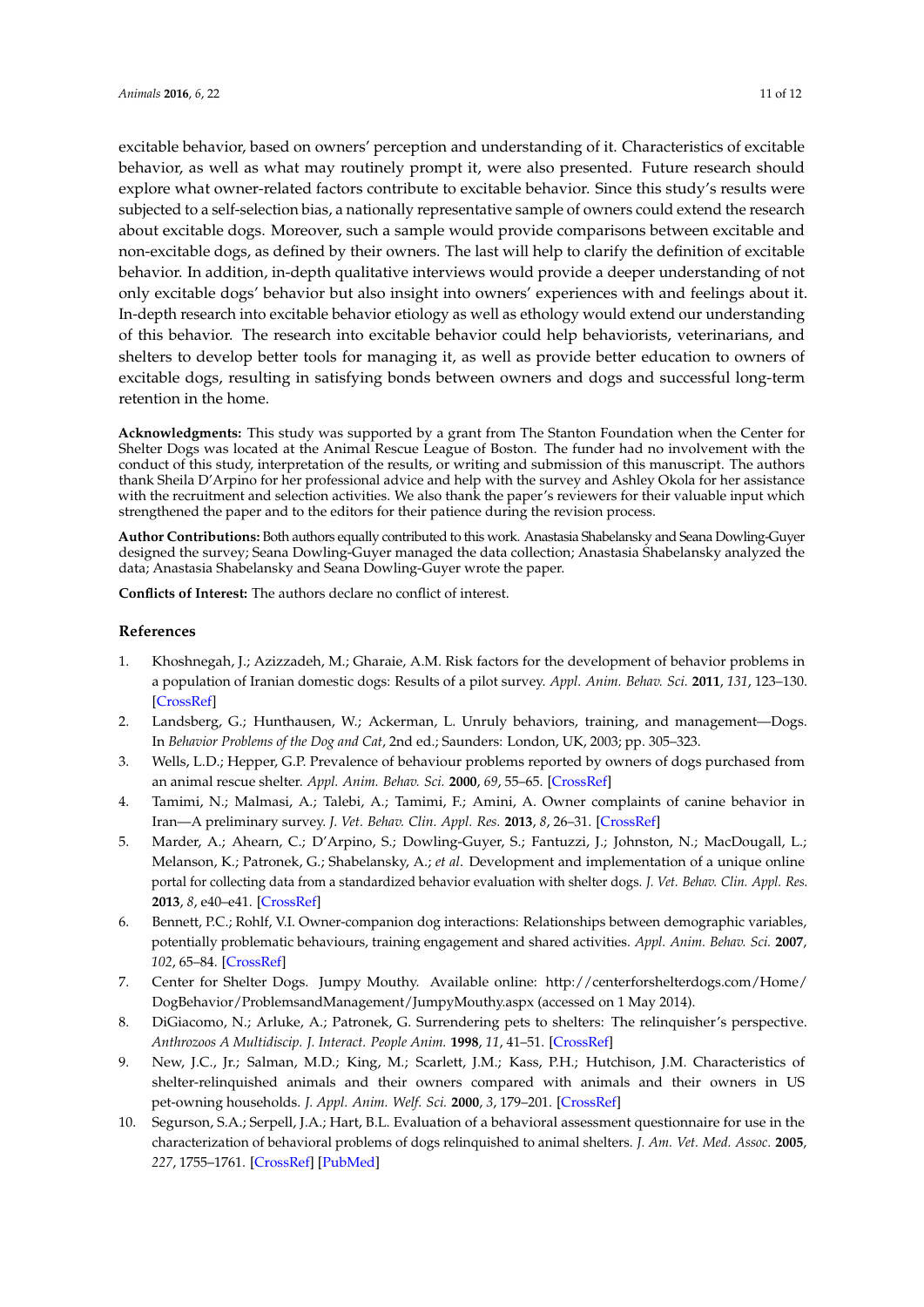excitable behavior, based on owners' perception and understanding of it. Characteristics of excitable behavior, as well as what may routinely prompt it, were also presented. Future research should explore what owner-related factors contribute to excitable behavior. Since this study's results were subjected to a self-selection bias, a nationally representative sample of owners could extend the research about excitable dogs. Moreover, such a sample would provide comparisons between excitable and non-excitable dogs, as defined by their owners. The last will help to clarify the definition of excitable behavior. In addition, in-depth qualitative interviews would provide a deeper understanding of not only excitable dogs' behavior but also insight into owners' experiences with and feelings about it. In-depth research into excitable behavior etiology as well as ethology would extend our understanding of this behavior. The research into excitable behavior could help behaviorists, veterinarians, and shelters to develop better tools for managing it, as well as provide better education to owners of excitable dogs, resulting in satisfying bonds between owners and dogs and successful long-term retention in the home.

**Acknowledgments:** This study was supported by a grant from The Stanton Foundation when the Center for Shelter Dogs was located at the Animal Rescue League of Boston. The funder had no involvement with the conduct of this study, interpretation of the results, or writing and submission of this manuscript. The authors thank Sheila D'Arpino for her professional advice and help with the survey and Ashley Okola for her assistance with the recruitment and selection activities. We also thank the paper's reviewers for their valuable input which strengthened the paper and to the editors for their patience during the revision process.

**Author Contributions:** Both authors equally contributed to this work. Anastasia Shabelansky and Seana Dowling-Guyer designed the survey; Seana Dowling-Guyer managed the data collection; Anastasia Shabelansky analyzed the data; Anastasia Shabelansky and Seana Dowling-Guyer wrote the paper.

**Conflicts of Interest:** The authors declare no conflict of interest.

## References

1. Khoshnegah, J.; Azizzadeh, M.; Gharaie, A.M. Risk factors for the development of behavior problems in a population of Iranian domestic dogs: Results of a pilot survey. *Appl. Anim. Behav. Sci.* **2011**, *131*, 123–130. [CrossRef]
2. Landsberg, G.; Hunthausen, W.; Ackerman, L. Unruly behaviors, training, and management—Dogs. In *Behavior Problems of the Dog and Cat*, 2nd ed.; Saunders: London, UK, 2003; pp. 305–323.
3. Wells, L.D.; Hepper, G.P. Prevalence of behaviour problems reported by owners of dogs purchased from an animal rescue shelter. *Appl. Anim. Behav. Sci.* **2000**, *69*, 55–65. [CrossRef]
4. Tamimi, N.; Malmasi, A.; Talebi, A.; Tamimi, F.; Amini, A. Owner complaints of canine behavior in Iran—A preliminary survey. *J. Vet. Behav. Clin. Appl. Res.* **2013**, *8*, 26–31. [CrossRef]
5. Marder, A.; Ahearn, C.; D'Arpino, S.; Dowling-Guyer, S.; Fantuzzi, J.; Johnston, N.; MacDougall, L.; Melanson, K.; Patronek, G.; Shabelansky, A.; *et al*. Development and implementation of a unique online portal for collecting data from a standardized behavior evaluation with shelter dogs. *J. Vet. Behav. Clin. Appl. Res.* **2013**, *8*, e40–e41. [CrossRef]
6. Bennett, P.C.; Rohlf, V.I. Owner-companion dog interactions: Relationships between demographic variables, potentially problematic behaviours, training engagement and shared activities. *Appl. Anim. Behav. Sci.* **2007**, *102*, 65–84. [CrossRef]
7. Center for Shelter Dogs. Jumpy Mouthy. Available online: http://centerforshelterdogs.com/Home/DogBehavior/ProblemsandManagement/JumpyMouthy.aspx (accessed on 1 May 2014).
8. DiGiacomo, N.; Arluke, A.; Patronek, G. Surrendering pets to shelters: The relinquisher's perspective. *Anthrozoos A Multidiscip. J. Interact. People Anim.* **1998**, *11*, 41–51. [CrossRef]
9. New, J.C., Jr.; Salman, M.D.; King, M.; Scarlett, J.M.; Kass, P.H.; Hutchison, J.M. Characteristics of shelter-relinquished animals and their owners compared with animals and their owners in US pet-owning households. *J. Appl. Anim. Welf. Sci.* **2000**, *3*, 179–201. [CrossRef]
10. Segurson, S.A.; Serpell, J.A.; Hart, B.L. Evaluation of a behavioral assessment questionnaire for use in the characterization of behavioral problems of dogs relinquished to animal shelters. *J. Am. Vet. Med. Assoc.* **2005**, *227*, 1755–1761. [CrossRef] [PubMed]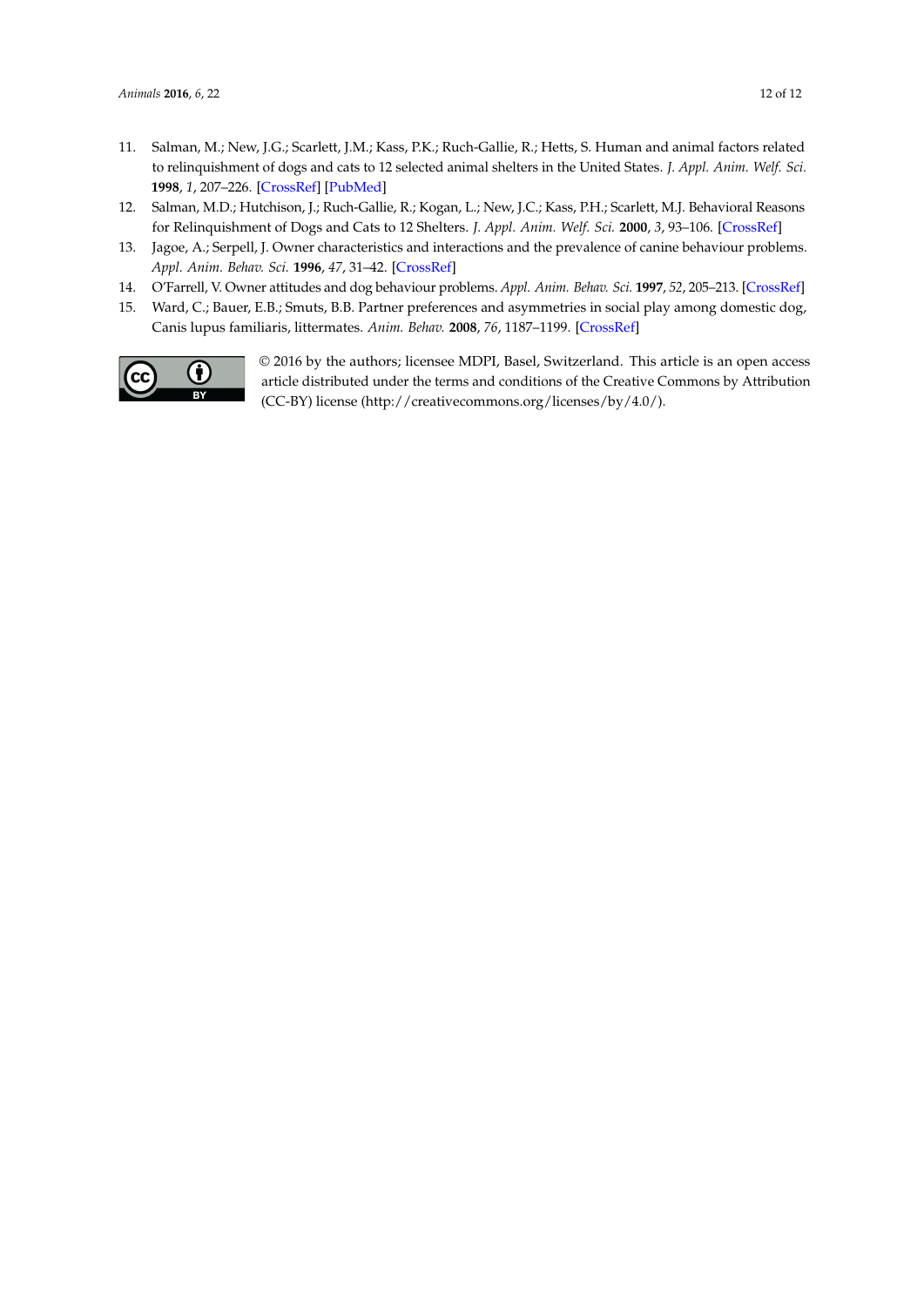11. Salman, M.; New, J.G.; Scarlett, J.M.; Kass, P.K.; Ruch-Gallie, R.; Hetts, S. Human and animal factors related to relinquishment of dogs and cats to 12 selected animal shelters in the United States. *J. Appl. Anim. Welf. Sci.* **1998**, *1*, 207–226. [CrossRef] [PubMed]
12. Salman, M.D.; Hutchison, J.; Ruch-Gallie, R.; Kogan, L.; New, J.C.; Kass, P.H.; Scarlett, M.J. Behavioral Reasons for Relinquishment of Dogs and Cats to 12 Shelters. *J. Appl. Anim. Welf. Sci.* **2000**, *3*, 93–106. [CrossRef]
13. Jagoe, A.; Serpell, J. Owner characteristics and interactions and the prevalence of canine behaviour problems. *Appl. Anim. Behav. Sci.* **1996**, *47*, 31–42. [CrossRef]
14. O'Farrell, V. Owner attitudes and dog behaviour problems. *Appl. Anim. Behav. Sci.* **1997**, *52*, 205–213. [CrossRef]
15. Ward, C.; Bauer, E.B.; Smuts, B.B. Partner preferences and asymmetries in social play among domestic dog, Canis lupus familiaris, littermates. *Anim. Behav.* **2008**, *76*, 1187–1199. [CrossRef]

© 2016 by the authors; licensee MDPI, Basel, Switzerland. This article is an open access article distributed under the terms and conditions of the Creative Commons by Attribution (CC-BY) license (http://creativecommons.org/licenses/by/4.0/).